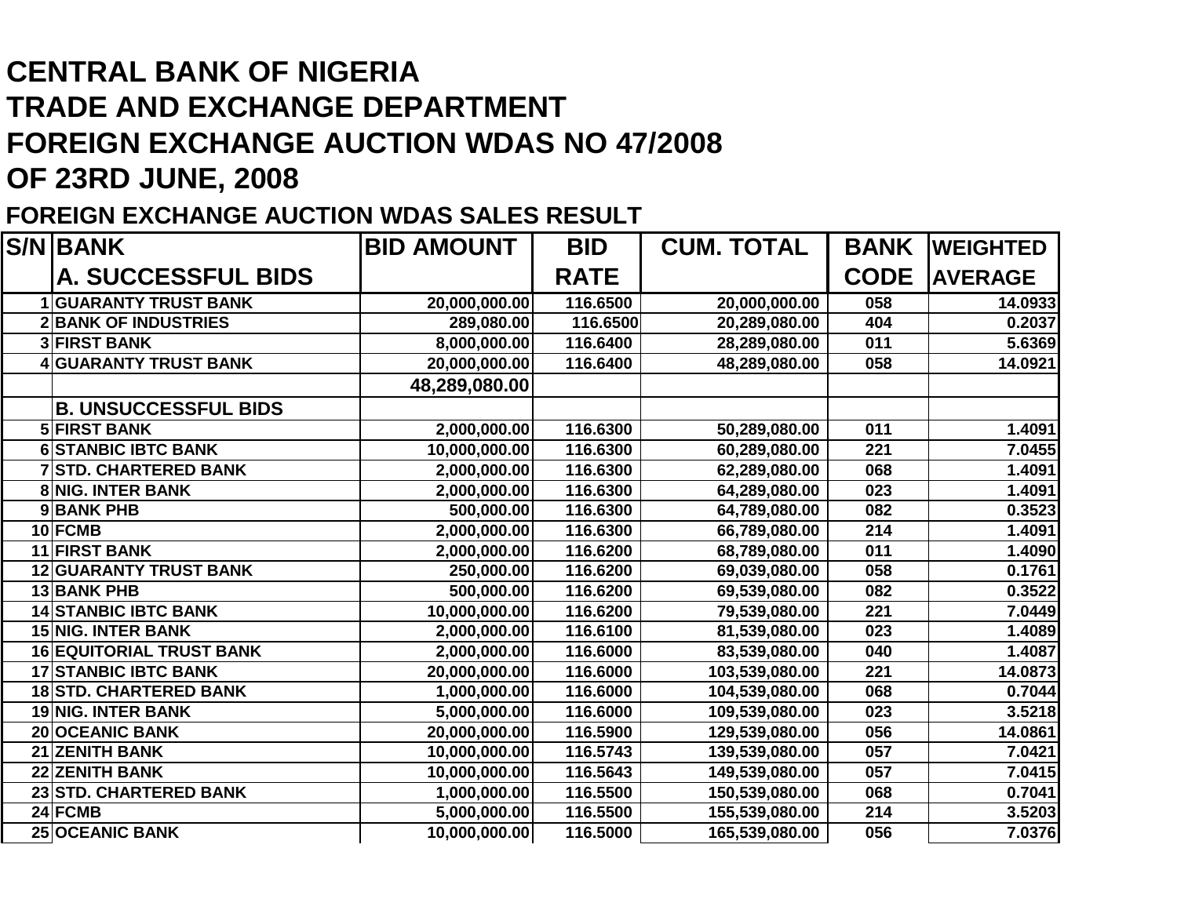# CENTRAL BANK OF NIGERIA
# TRADE AND EXCHANGE DEPARTMENT
# FOREIGN EXCHANGE AUCTION WDAS NO 47/2008
# OF 23RD JUNE, 2008

## FOREIGN EXCHANGE AUCTION WDAS SALES RESULT

| S/N | BANK | BID AMOUNT | BID RATE | CUM. TOTAL | BANK CODE | WEIGHTED AVERAGE |
|---|---|---|---|---|---|---|
| | **A. SUCCESSFUL BIDS** | | | | | |
| 1 | GUARANTY TRUST BANK | 20,000,000.00 | 116.6500 | 20,000,000.00 | 058 | 14.0933 |
| 2 | BANK OF INDUSTRIES | 289,080.00 | 116.6500 | 20,289,080.00 | 404 | 0.2037 |
| 3 | FIRST BANK | 8,000,000.00 | 116.6400 | 28,289,080.00 | 011 | 5.6369 |
| 4 | GUARANTY TRUST BANK | 20,000,000.00 | 116.6400 | 48,289,080.00 | 058 | 14.0921 |
| | | 48,289,080.00 | | | | |
| | **B. UNSUCCESSFUL BIDS** | | | | | |
| 5 | FIRST BANK | 2,000,000.00 | 116.6300 | 50,289,080.00 | 011 | 1.4091 |
| 6 | STANBIC IBTC BANK | 10,000,000.00 | 116.6300 | 60,289,080.00 | 221 | 7.0455 |
| 7 | STD. CHARTERED BANK | 2,000,000.00 | 116.6300 | 62,289,080.00 | 068 | 1.4091 |
| 8 | NIG. INTER BANK | 2,000,000.00 | 116.6300 | 64,289,080.00 | 023 | 1.4091 |
| 9 | BANK PHB | 500,000.00 | 116.6300 | 64,789,080.00 | 082 | 0.3523 |
| 10 | FCMB | 2,000,000.00 | 116.6300 | 66,789,080.00 | 214 | 1.4091 |
| 11 | FIRST BANK | 2,000,000.00 | 116.6200 | 68,789,080.00 | 011 | 1.4090 |
| 12 | GUARANTY TRUST BANK | 250,000.00 | 116.6200 | 69,039,080.00 | 058 | 0.1761 |
| 13 | BANK PHB | 500,000.00 | 116.6200 | 69,539,080.00 | 082 | 0.3522 |
| 14 | STANBIC IBTC BANK | 10,000,000.00 | 116.6200 | 79,539,080.00 | 221 | 7.0449 |
| 15 | NIG. INTER BANK | 2,000,000.00 | 116.6100 | 81,539,080.00 | 023 | 1.4089 |
| 16 | EQUITORIAL TRUST BANK | 2,000,000.00 | 116.6000 | 83,539,080.00 | 040 | 1.4087 |
| 17 | STANBIC IBTC BANK | 20,000,000.00 | 116.6000 | 103,539,080.00 | 221 | 14.0873 |
| 18 | STD. CHARTERED BANK | 1,000,000.00 | 116.6000 | 104,539,080.00 | 068 | 0.7044 |
| 19 | NIG. INTER BANK | 5,000,000.00 | 116.6000 | 109,539,080.00 | 023 | 3.5218 |
| 20 | OCEANIC BANK | 20,000,000.00 | 116.5900 | 129,539,080.00 | 056 | 14.0861 |
| 21 | ZENITH BANK | 10,000,000.00 | 116.5743 | 139,539,080.00 | 057 | 7.0421 |
| 22 | ZENITH BANK | 10,000,000.00 | 116.5643 | 149,539,080.00 | 057 | 7.0415 |
| 23 | STD. CHARTERED BANK | 1,000,000.00 | 116.5500 | 150,539,080.00 | 068 | 0.7041 |
| 24 | FCMB | 5,000,000.00 | 116.5500 | 155,539,080.00 | 214 | 3.5203 |
| 25 | OCEANIC BANK | 10,000,000.00 | 116.5000 | 165,539,080.00 | 056 | 7.0376 |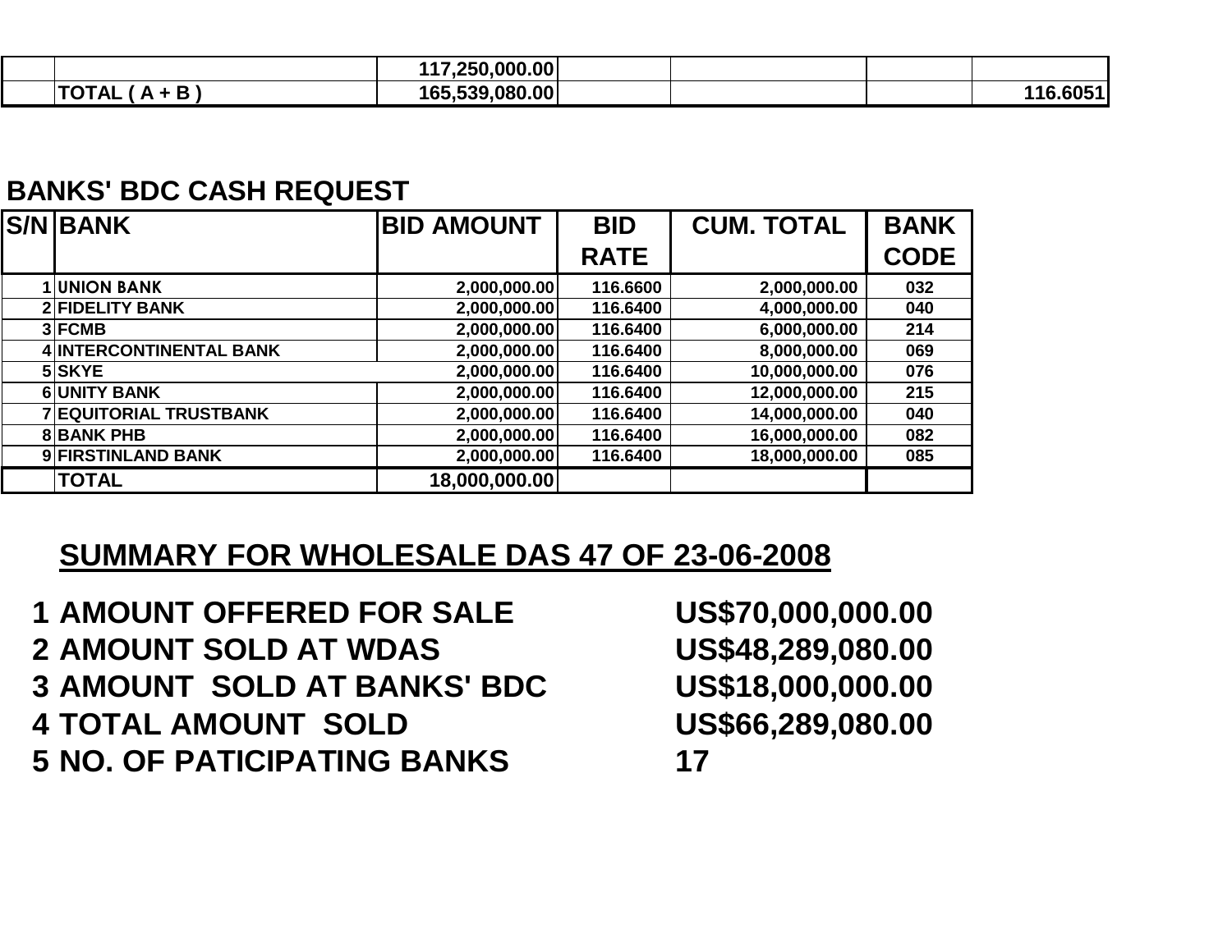| | | | | | | |
|---|---|---|---|---|---|---|
| | | 117,250,000.00 | | | | |
| | TOTAL ( A + B ) | 165,539,080.00 | | | | 116.6051 |

## BANKS' BDC CASH REQUEST

| S/N | BANK | BID AMOUNT | BID RATE | CUM. TOTAL | BANK CODE |
|---|---|---|---|---|---|
| 1 | UNION BANK | 2,000,000.00 | 116.6600 | 2,000,000.00 | 032 |
| 2 | FIDELITY BANK | 2,000,000.00 | 116.6400 | 4,000,000.00 | 040 |
| 3 | FCMB | 2,000,000.00 | 116.6400 | 6,000,000.00 | 214 |
| 4 | INTERCONTINENTAL BANK | 2,000,000.00 | 116.6400 | 8,000,000.00 | 069 |
| 5 | SKYE | 2,000,000.00 | 116.6400 | 10,000,000.00 | 076 |
| 6 | UNITY BANK | 2,000,000.00 | 116.6400 | 12,000,000.00 | 215 |
| 7 | EQUITORIAL TRUSTBANK | 2,000,000.00 | 116.6400 | 14,000,000.00 | 040 |
| 8 | BANK PHB | 2,000,000.00 | 116.6400 | 16,000,000.00 | 082 |
| 9 | FIRSTINLAND BANK | 2,000,000.00 | 116.6400 | 18,000,000.00 | 085 |
| | TOTAL | 18,000,000.00 | | | |

## SUMMARY FOR WHOLESALE DAS 47 OF 23-06-2008

| | | |
|---|---|---|
| 1 | AMOUNT OFFERED FOR SALE | US$70,000,000.00 |
| 2 | AMOUNT SOLD AT WDAS | US$48,289,080.00 |
| 3 | AMOUNT SOLD AT BANKS' BDC | US$18,000,000.00 |
| 4 | TOTAL AMOUNT SOLD | US$66,289,080.00 |
| 5 | NO. OF PATICIPATING BANKS | 17 |